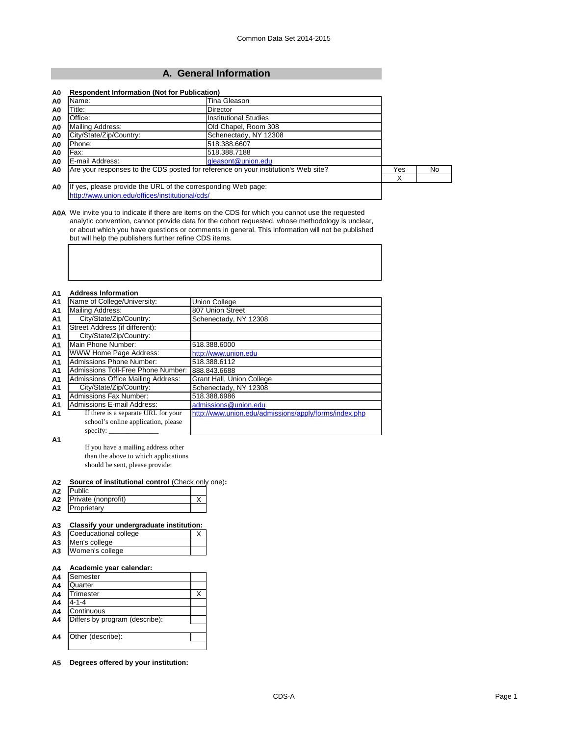Common Data Set 2014-2015

## A. General Information

| | Respondent Information (Not for Publication) | | | |
|---|---|---|---|---|
| A0 | Name: | Tina Gleason | | |
| A0 | Title: | Director | | |
| A0 | Office: | Institutional Studies | | |
| A0 | Mailing Address: | Old Chapel, Room 308 | | |
| A0 | City/State/Zip/Country: | Schenectady, NY 12308 | | |
| A0 | Phone: | 518.388.6607 | | |
| A0 | Fax: | 518.388.7188 | | |
| A0 | E-mail Address: | gleasont@union.edu | | |
| A0 | Are your responses to the CDS posted for reference on your institution's Web site? | | Yes | No |
| | | | X | |
| A0 | If yes, please provide the URL of the corresponding Web page: http://www.union.edu/offices/institutional/cds/ | | | |

**A0A** We invite you to indicate if there are items on the CDS for which you cannot use the requested analytic convention, cannot provide data for the cohort requested, whose methodology is unclear, or about which you have questions or comments in general. This information will not be published but will help the publishers further refine CDS items.

| | Address Information | |
|---|---|---|
| A1 | Name of College/University: | Union College |
| A1 | Mailing Address: | 807 Union Street |
| A1 | City/State/Zip/Country: | Schenectady, NY 12308 |
| A1 | Street Address (if different): | |
| A1 | City/State/Zip/Country: | |
| A1 | Main Phone Number: | 518.388.6000 |
| A1 | WWW Home Page Address: | http://www.union.edu |
| A1 | Admissions Phone Number: | 518.388.6112 |
| A1 | Admissions Toll-Free Phone Number: | 888.843.6688 |
| A1 | Admissions Office Mailing Address: | Grant Hall, Union College |
| A1 | City/State/Zip/Country: | Schenectady, NY 12308 |
| A1 | Admissions Fax Number: | 518.388.6986 |
| A1 | Admissions E-mail Address: | admissions@union.edu |
| A1 | If there is a separate URL for your school's online application, please specify: _______________ | http://www.union.edu/admissions/apply/forms/index.php |
| A1 | If you have a mailing address other than the above to which applications should be sent, please provide: | |

**A2 Source of institutional control** (Check only one)**:**

| | | |
|---|---|---|
| A2 | Public | |
| A2 | Private (nonprofit) | X |
| A2 | Proprietary | |

**A3 Classify your undergraduate institution:**

| | | |
|---|---|---|
| A3 | Coeducational college | X |
| A3 | Men's college | |
| A3 | Women's college | |

**A4 Academic year calendar:**

| | | |
|---|---|---|
| A4 | Semester | |
| A4 | Quarter | |
| A4 | Trimester | X |
| A4 | 4-1-4 | |
| A4 | Continuous | |
| A4 | Differs by program (describe): | |
| A4 | Other (describe): | |

**A5 Degrees offered by your institution:**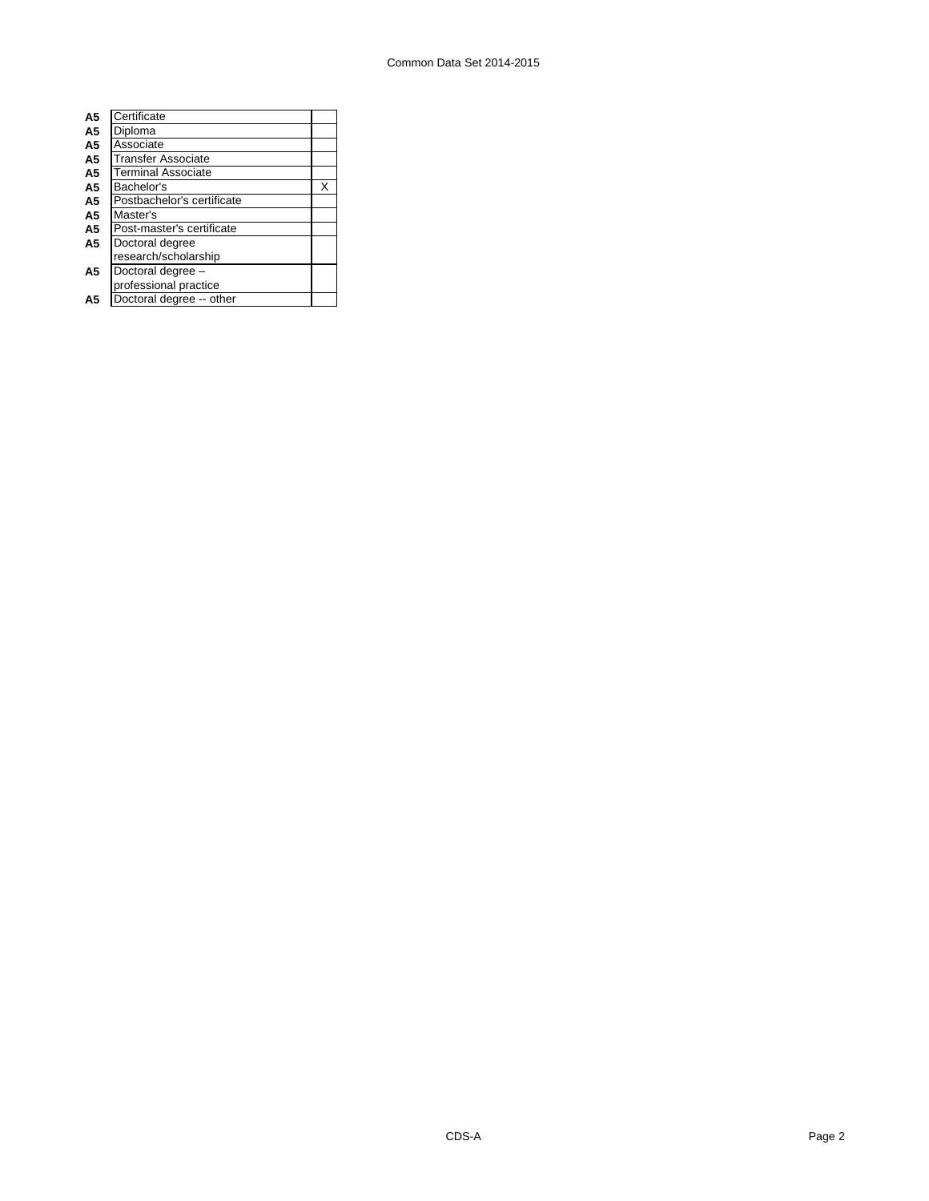| | | |
|---|---|---|
| **A5** | Certificate | |
| **A5** | Diploma | |
| **A5** | Associate | |
| **A5** | Transfer Associate | |
| **A5** | Terminal Associate | |
| **A5** | Bachelor's | X |
| **A5** | Postbachelor's certificate | |
| **A5** | Master's | |
| **A5** | Post-master's certificate | |
| **A5** | Doctoral degree research/scholarship | |
| **A5** | Doctoral degree – professional practice | |
| **A5** | Doctoral degree -- other | |